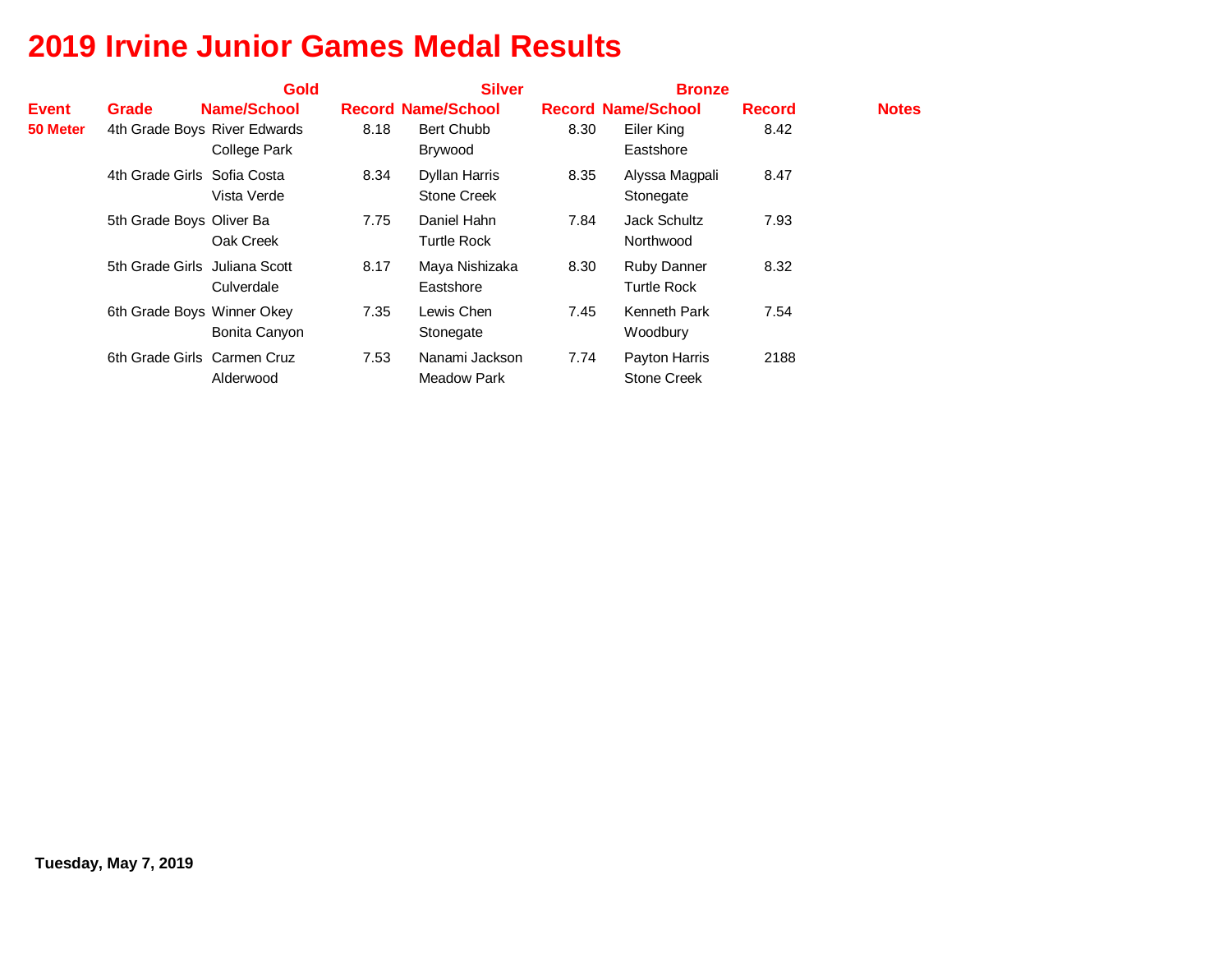# 2019 Irvine Junior Games Medal Results

| | | Gold | | Silver | | Bronze | | |
|---|---|---|---|---|---|---|---|---|
| **Event** | **Grade** | **Name/School** | **Record** | **Name/School** | **Record** | **Name/School** | **Record** | **Notes** |
| **50 Meter** | 4th Grade Boys | River Edwards College Park | 8.18 | Bert Chubb Brywood | 8.30 | Eiler King Eastshore | 8.42 | |
| | 4th Grade Girls | Sofia Costa Vista Verde | 8.34 | Dyllan Harris Stone Creek | 8.35 | Alyssa Magpali Stonegate | 8.47 | |
| | 5th Grade Boys | Oliver Ba Oak Creek | 7.75 | Daniel Hahn Turtle Rock | 7.84 | Jack Schultz Northwood | 7.93 | |
| | 5th Grade Girls | Juliana Scott Culverdale | 8.17 | Maya Nishizaka Eastshore | 8.30 | Ruby Danner Turtle Rock | 8.32 | |
| | 6th Grade Boys | Winner Okey Bonita Canyon | 7.35 | Lewis Chen Stonegate | 7.45 | Kenneth Park Woodbury | 7.54 | |
| | 6th Grade Girls | Carmen Cruz Alderwood | 7.53 | Nanami Jackson Meadow Park | 7.74 | Payton Harris Stone Creek | 2188 | |

**Tuesday, May 7, 2019**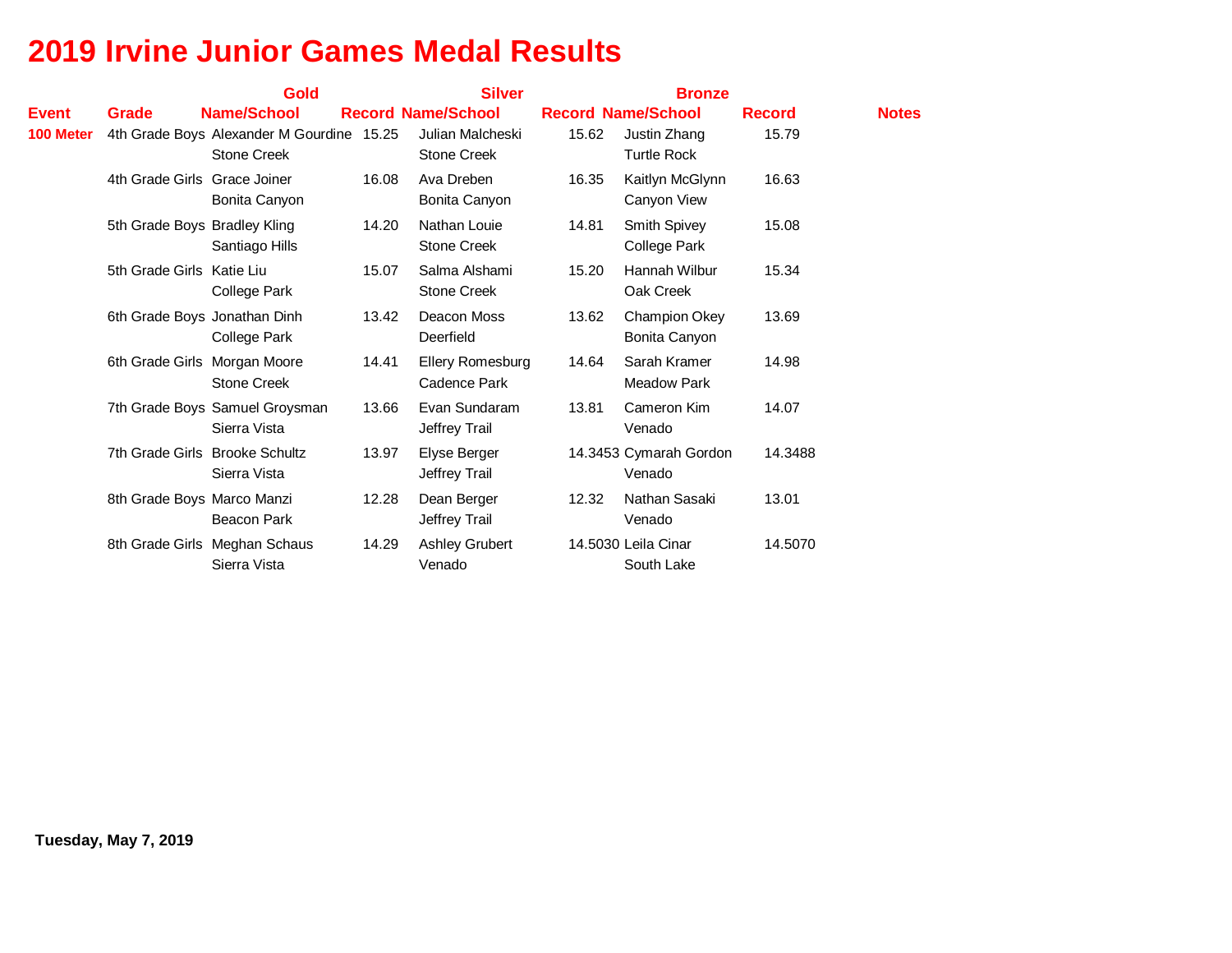# 2019 Irvine Junior Games Medal Results

| Event | Grade | Gold Name/School | Record | Silver Name/School | Record | Bronze Name/School | Record | Notes |
|---|---|---|---|---|---|---|---|---|
| **100 Meter** | 4th Grade Boys | Alexander M Gourdine<br>Stone Creek | 15.25 | Julian Malcheski<br>Stone Creek | 15.62 | Justin Zhang<br>Turtle Rock | 15.79 | |
| | 4th Grade Girls | Grace Joiner<br>Bonita Canyon | 16.08 | Ava Dreben<br>Bonita Canyon | 16.35 | Kaitlyn McGlynn<br>Canyon View | 16.63 | |
| | 5th Grade Boys | Bradley Kling<br>Santiago Hills | 14.20 | Nathan Louie<br>Stone Creek | 14.81 | Smith Spivey<br>College Park | 15.08 | |
| | 5th Grade Girls | Katie Liu<br>College Park | 15.07 | Salma Alshami<br>Stone Creek | 15.20 | Hannah Wilbur<br>Oak Creek | 15.34 | |
| | 6th Grade Boys | Jonathan Dinh<br>College Park | 13.42 | Deacon Moss<br>Deerfield | 13.62 | Champion Okey<br>Bonita Canyon | 13.69 | |
| | 6th Grade Girls | Morgan Moore<br>Stone Creek | 14.41 | Ellery Romesburg<br>Cadence Park | 14.64 | Sarah Kramer<br>Meadow Park | 14.98 | |
| | 7th Grade Boys | Samuel Groysman<br>Sierra Vista | 13.66 | Evan Sundaram<br>Jeffrey Trail | 13.81 | Cameron Kim<br>Venado | 14.07 | |
| | 7th Grade Girls | Brooke Schultz<br>Sierra Vista | 13.97 | Elyse Berger<br>Jeffrey Trail | 14.3453 | Cymarah Gordon<br>Venado | 14.3488 | |
| | 8th Grade Boys | Marco Manzi<br>Beacon Park | 12.28 | Dean Berger<br>Jeffrey Trail | 12.32 | Nathan Sasaki<br>Venado | 13.01 | |
| | 8th Grade Girls | Meghan Schaus<br>Sierra Vista | 14.29 | Ashley Grubert<br>Venado | 14.5030 | Leila Cinar<br>South Lake | 14.5070 | |

**Tuesday, May 7, 2019**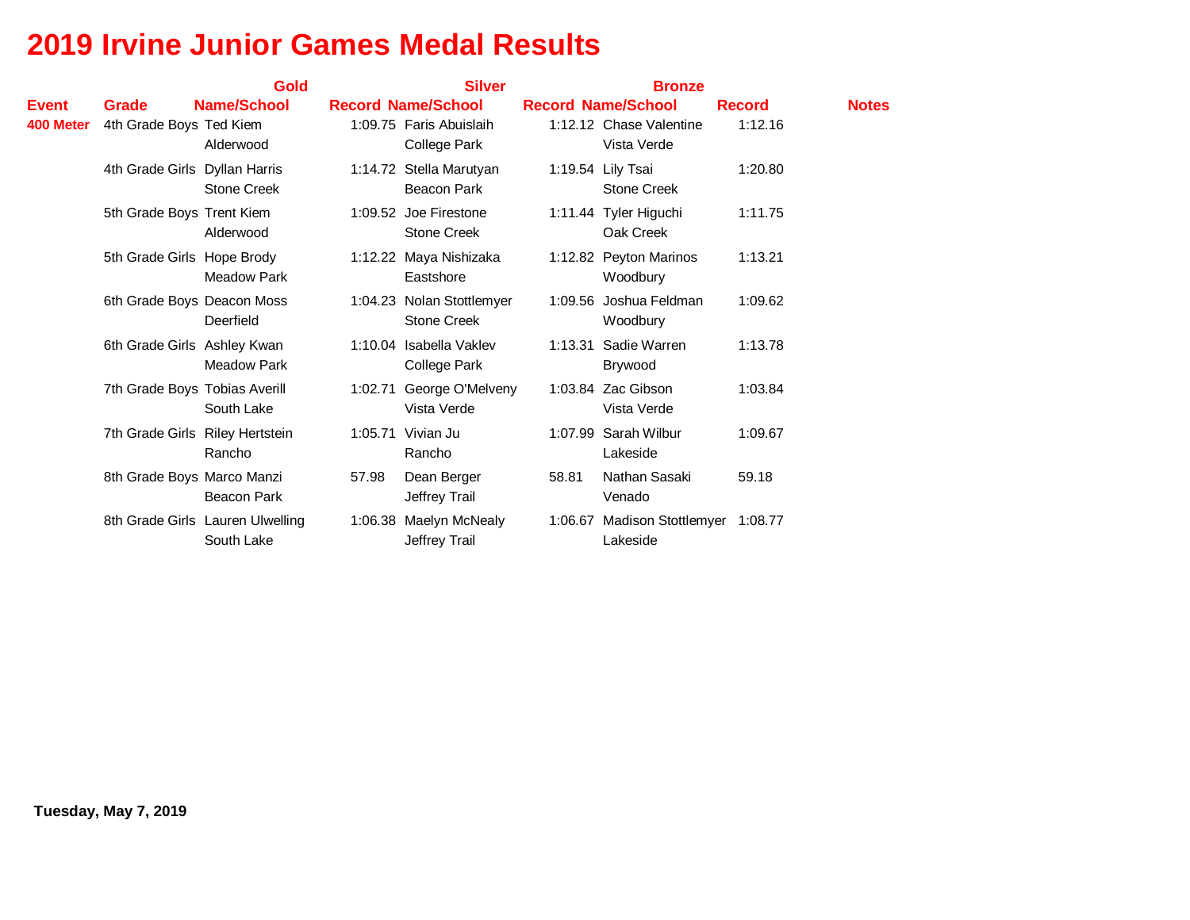# 2019 Irvine Junior Games Medal Results

| | | Gold | | Silver | | Bronze | | |
|---|---|---|---|---|---|---|---|---|
| **Event** | **Grade** | **Name/School** | **Record** | **Name/School** | **Record** | **Name/School** | **Record** | **Notes** |
| **400 Meter** | 4th Grade Boys | Ted Kiem<br>Alderwood | 1:09.75 | Faris Abuislaih<br>College Park | 1:12.12 | Chase Valentine<br>Vista Verde | 1:12.16 | |
| | 4th Grade Girls | Dyllan Harris<br>Stone Creek | 1:14.72 | Stella Marutyan<br>Beacon Park | 1:19.54 | Lily Tsai<br>Stone Creek | 1:20.80 | |
| | 5th Grade Boys | Trent Kiem<br>Alderwood | 1:09.52 | Joe Firestone<br>Stone Creek | 1:11.44 | Tyler Higuchi<br>Oak Creek | 1:11.75 | |
| | 5th Grade Girls | Hope Brody<br>Meadow Park | 1:12.22 | Maya Nishizaka<br>Eastshore | 1:12.82 | Peyton Marinos<br>Woodbury | 1:13.21 | |
| | 6th Grade Boys | Deacon Moss<br>Deerfield | 1:04.23 | Nolan Stottlemyer<br>Stone Creek | 1:09.56 | Joshua Feldman<br>Woodbury | 1:09.62 | |
| | 6th Grade Girls | Ashley Kwan<br>Meadow Park | 1:10.04 | Isabella Vaklev<br>College Park | 1:13.31 | Sadie Warren<br>Brywood | 1:13.78 | |
| | 7th Grade Boys | Tobias Averill<br>South Lake | 1:02.71 | George O'Melveny<br>Vista Verde | 1:03.84 | Zac Gibson<br>Vista Verde | 1:03.84 | |
| | 7th Grade Girls | Riley Hertstein<br>Rancho | 1:05.71 | Vivian Ju<br>Rancho | 1:07.99 | Sarah Wilbur<br>Lakeside | 1:09.67 | |
| | 8th Grade Boys | Marco Manzi<br>Beacon Park | 57.98 | Dean Berger<br>Jeffrey Trail | 58.81 | Nathan Sasaki<br>Venado | 59.18 | |
| | 8th Grade Girls | Lauren Ulwelling<br>South Lake | 1:06.38 | Maelyn McNealy<br>Jeffrey Trail | 1:06.67 | Madison Stottlemyer<br>Lakeside | 1:08.77 | |

**Tuesday, May 7, 2019**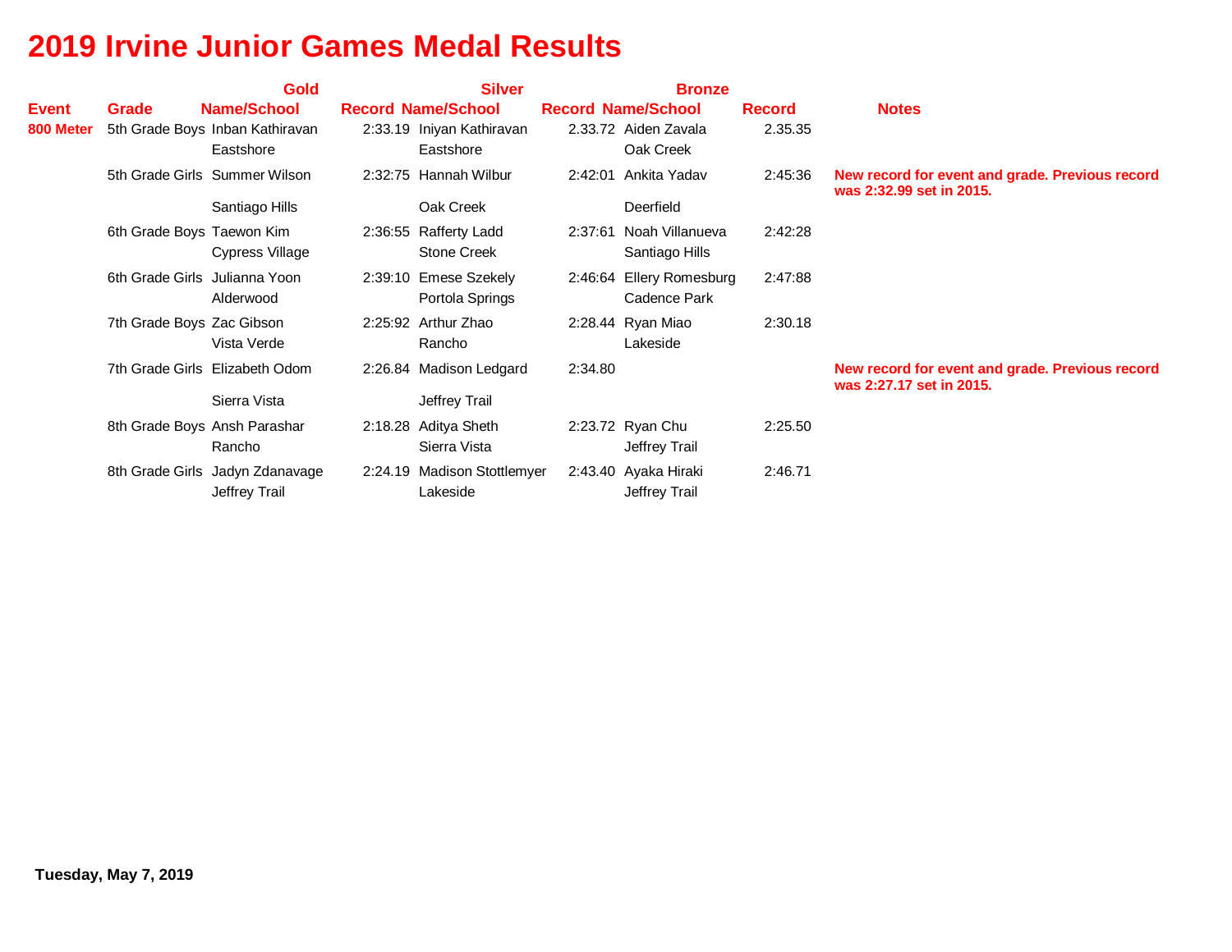# 2019 Irvine Junior Games Medal Results

| Event | Grade | Gold Name/School | Gold Record | Silver Name/School | Silver Record | Bronze Name/School | Bronze Record | Notes |
|---|---|---|---|---|---|---|---|---|
| **800 Meter** | 5th Grade Boys | Inban Kathiravan Eastshore | 2:33.19 | Iniyan Kathiravan Eastshore | 2.33.72 | Aiden Zavala Oak Creek | 2.35.35 | |
| | 5th Grade Girls | Summer Wilson Santiago Hills | 2:32:75 | Hannah Wilbur Oak Creek | 2:42:01 | Ankita Yadav Deerfield | 2:45:36 | **New record for event and grade. Previous record was 2:32.99 set in 2015.** |
| | 6th Grade Boys | Taewon Kim Cypress Village | 2:36:55 | Rafferty Ladd Stone Creek | 2:37:61 | Noah Villanueva Santiago Hills | 2:42:28 | |
| | 6th Grade Girls | Julianna Yoon Alderwood | 2:39:10 | Emese Szekely Portola Springs | 2:46:64 | Ellery Romesburg Cadence Park | 2:47:88 | |
| | 7th Grade Boys | Zac Gibson Vista Verde | 2:25:92 | Arthur Zhao Rancho | 2:28.44 | Ryan Miao Lakeside | 2:30.18 | |
| | 7th Grade Girls | Elizabeth Odom Sierra Vista | 2:26.84 | Madison Ledgard Jeffrey Trail | 2:34.80 | | | **New record for event and grade. Previous record was 2:27.17 set in 2015.** |
| | 8th Grade Boys | Ansh Parashar Rancho | 2:18.28 | Aditya Sheth Sierra Vista | 2:23.72 | Ryan Chu Jeffrey Trail | 2:25.50 | |
| | 8th Grade Girls | Jadyn Zdanavage Jeffrey Trail | 2:24.19 | Madison Stottlemyer Lakeside | 2:43.40 | Ayaka Hiraki Jeffrey Trail | 2:46.71 | |

**Tuesday, May 7, 2019**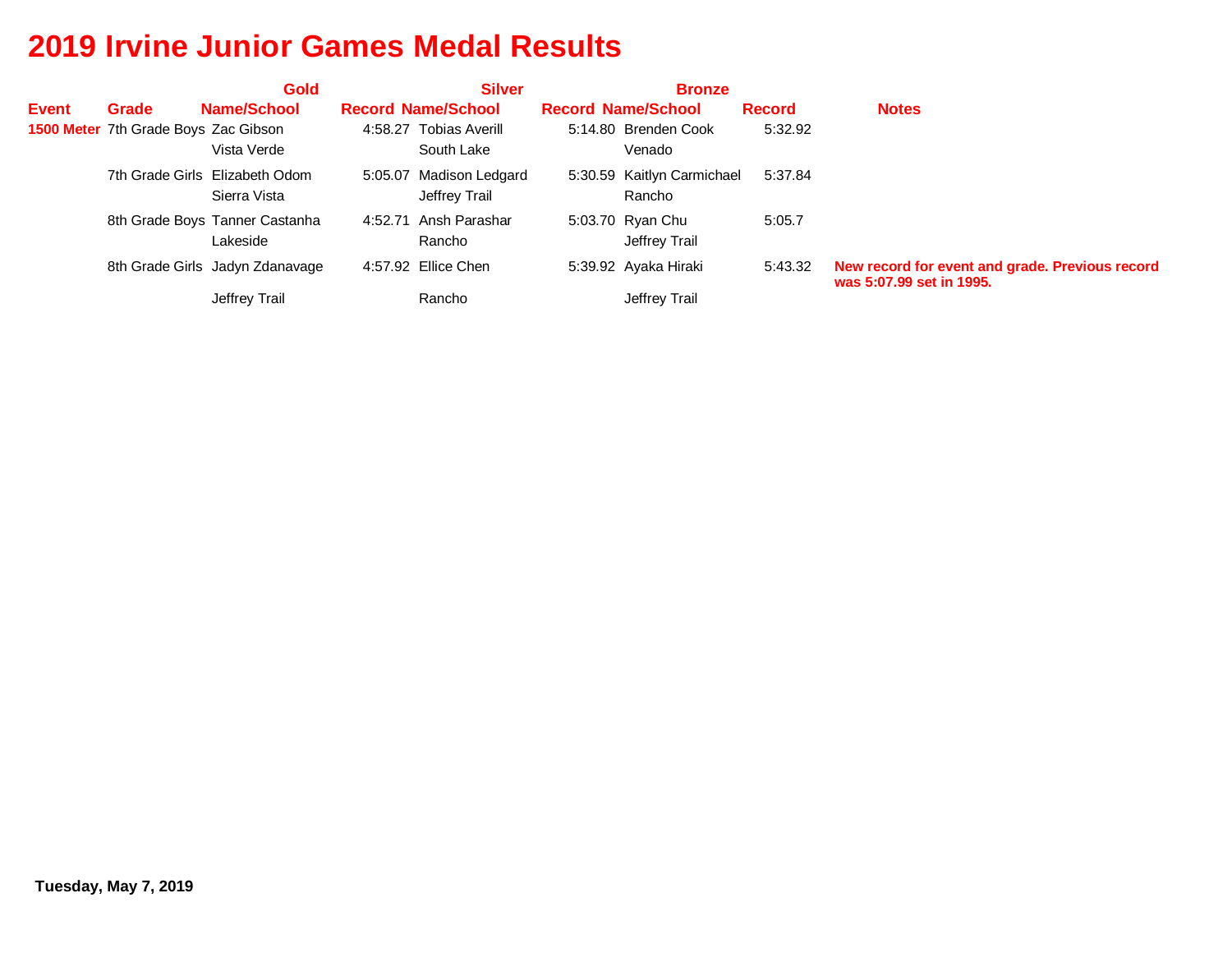# 2019 Irvine Junior Games Medal Results

| Event | Grade | Gold Name/School | Record | Silver Name/School | Record | Bronze Name/School | Record | Notes |
|---|---|---|---|---|---|---|---|---|
| **1500 Meter** | 7th Grade Boys | Zac Gibson<br>Vista Verde | 4:58.27 | Tobias Averill<br>South Lake | 5:14.80 | Brenden Cook<br>Venado | 5:32.92 | |
| | 7th Grade Girls | Elizabeth Odom<br>Sierra Vista | 5:05.07 | Madison Ledgard<br>Jeffrey Trail | 5:30.59 | Kaitlyn Carmichael<br>Rancho | 5:37.84 | |
| | 8th Grade Boys | Tanner Castanha<br>Lakeside | 4:52.71 | Ansh Parashar<br>Rancho | 5:03.70 | Ryan Chu<br>Jeffrey Trail | 5:05.7 | |
| | 8th Grade Girls | Jadyn Zdanavage<br>Jeffrey Trail | 4:57.92 | Ellice Chen<br>Rancho | 5:39.92 | Ayaka Hiraki<br>Jeffrey Trail | 5:43.32 | **New record for event and grade. Previous record was 5:07.99 set in 1995.** |

**Tuesday, May 7, 2019**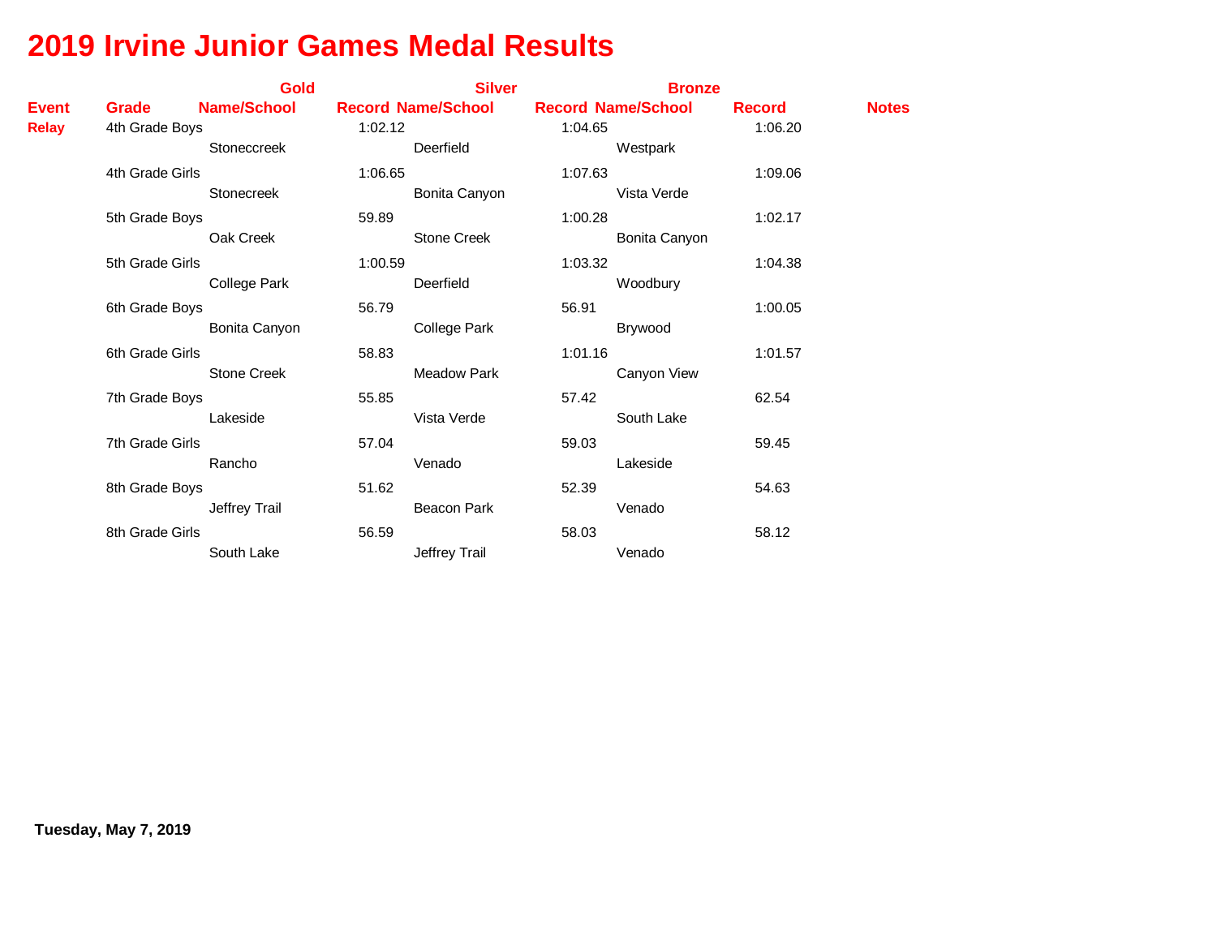# 2019 Irvine Junior Games Medal Results

| Event | Grade | Gold Name/School | Gold Record | Silver Name/School | Silver Record | Bronze Name/School | Bronze Record | Notes |
|---|---|---|---|---|---|---|---|---|
| Relay | 4th Grade Boys | Stoneccreek | 1:02.12 | Deerfield | 1:04.65 | Westpark | 1:06.20 | |
| | 4th Grade Girls | Stonecreek | 1:06.65 | Bonita Canyon | 1:07.63 | Vista Verde | 1:09.06 | |
| | 5th Grade Boys | Oak Creek | 59.89 | Stone Creek | 1:00.28 | Bonita Canyon | 1:02.17 | |
| | 5th Grade Girls | College Park | 1:00.59 | Deerfield | 1:03.32 | Woodbury | 1:04.38 | |
| | 6th Grade Boys | Bonita Canyon | 56.79 | College Park | 56.91 | Brywood | 1:00.05 | |
| | 6th Grade Girls | Stone Creek | 58.83 | Meadow Park | 1:01.16 | Canyon View | 1:01.57 | |
| | 7th Grade Boys | Lakeside | 55.85 | Vista Verde | 57.42 | South Lake | 62.54 | |
| | 7th Grade Girls | Rancho | 57.04 | Venado | 59.03 | Lakeside | 59.45 | |
| | 8th Grade Boys | Jeffrey Trail | 51.62 | Beacon Park | 52.39 | Venado | 54.63 | |
| | 8th Grade Girls | South Lake | 56.59 | Jeffrey Trail | 58.03 | Venado | 58.12 | |

**Tuesday, May 7, 2019**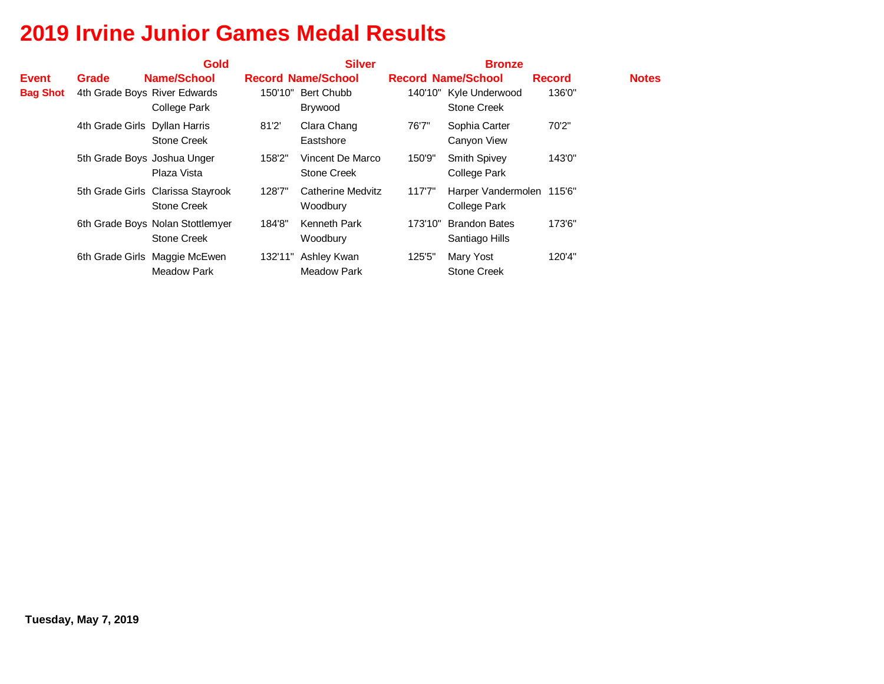# 2019 Irvine Junior Games Medal Results

| | | Gold | | Silver | | Bronze | | |
|---|---|---|---|---|---|---|---|---|
| **Event** | **Grade** | **Name/School** | **Record** | **Name/School** | **Record** | **Name/School** | **Record** | **Notes** |
| **Bag Shot** | 4th Grade Boys | River Edwards<br>College Park | 150'10" | Bert Chubb<br>Brywood | 140'10" | Kyle Underwood<br>Stone Creek | 136'0" | |
| | 4th Grade Girls | Dyllan Harris<br>Stone Creek | 81'2' | Clara Chang<br>Eastshore | 76'7" | Sophia Carter<br>Canyon View | 70'2" | |
| | 5th Grade Boys | Joshua Unger<br>Plaza Vista | 158'2" | Vincent De Marco<br>Stone Creek | 150'9" | Smith Spivey<br>College Park | 143'0" | |
| | 5th Grade Girls | Clarissa Stayrook<br>Stone Creek | 128'7" | Catherine Medvitz<br>Woodbury | 117'7" | Harper Vandermolen<br>College Park | 115'6" | |
| | 6th Grade Boys | Nolan Stottlemyer<br>Stone Creek | 184'8" | Kenneth Park<br>Woodbury | 173'10" | Brandon Bates<br>Santiago Hills | 173'6" | |
| | 6th Grade Girls | Maggie McEwen<br>Meadow Park | 132'11" | Ashley Kwan<br>Meadow Park | 125'5" | Mary Yost<br>Stone Creek | 120'4" | |

**Tuesday, May 7, 2019**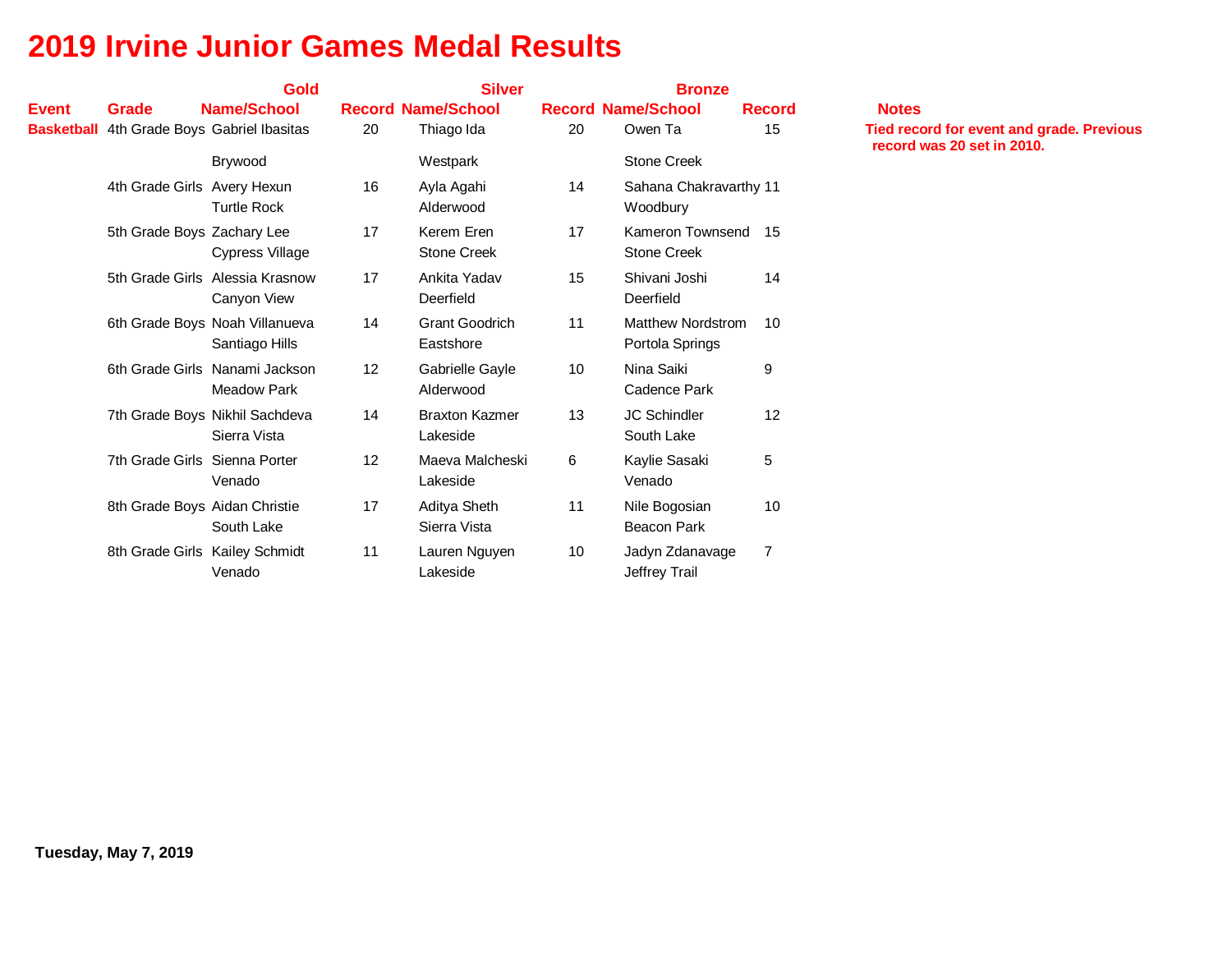# 2019 Irvine Junior Games Medal Results

| Event | Grade | Gold Name/School | Record | Silver Name/School | Record | Bronze Name/School | Record | Notes |
|---|---|---|---|---|---|---|---|---|
| **Basketball** | 4th Grade Boys | Gabriel Ibasitas<br>Brywood | 20 | Thiago Ida<br>Westpark | 20 | Owen Ta<br>Stone Creek | 15 | **Tied record for event and grade. Previous record was 20 set in 2010.** |
| | 4th Grade Girls | Avery Hexun<br>Turtle Rock | 16 | Ayla Agahi<br>Alderwood | 14 | Sahana Chakravarthy<br>Woodbury | 11 | |
| | 5th Grade Boys | Zachary Lee<br>Cypress Village | 17 | Kerem Eren<br>Stone Creek | 17 | Kameron Townsend<br>Stone Creek | 15 | |
| | 5th Grade Girls | Alessia Krasnow<br>Canyon View | 17 | Ankita Yadav<br>Deerfield | 15 | Shivani Joshi<br>Deerfield | 14 | |
| | 6th Grade Boys | Noah Villanueva<br>Santiago Hills | 14 | Grant Goodrich<br>Eastshore | 11 | Matthew Nordstrom<br>Portola Springs | 10 | |
| | 6th Grade Girls | Nanami Jackson<br>Meadow Park | 12 | Gabrielle Gayle<br>Alderwood | 10 | Nina Saiki<br>Cadence Park | 9 | |
| | 7th Grade Boys | Nikhil Sachdeva<br>Sierra Vista | 14 | Braxton Kazmer<br>Lakeside | 13 | JC Schindler<br>South Lake | 12 | |
| | 7th Grade Girls | Sienna Porter<br>Venado | 12 | Maeva Malcheski<br>Lakeside | 6 | Kaylie Sasaki<br>Venado | 5 | |
| | 8th Grade Boys | Aidan Christie<br>South Lake | 17 | Aditya Sheth<br>Sierra Vista | 11 | Nile Bogosian<br>Beacon Park | 10 | |
| | 8th Grade Girls | Kailey Schmidt<br>Venado | 11 | Lauren Nguyen<br>Lakeside | 10 | Jadyn Zdanavage<br>Jeffrey Trail | 7 | |

**Tuesday, May 7, 2019**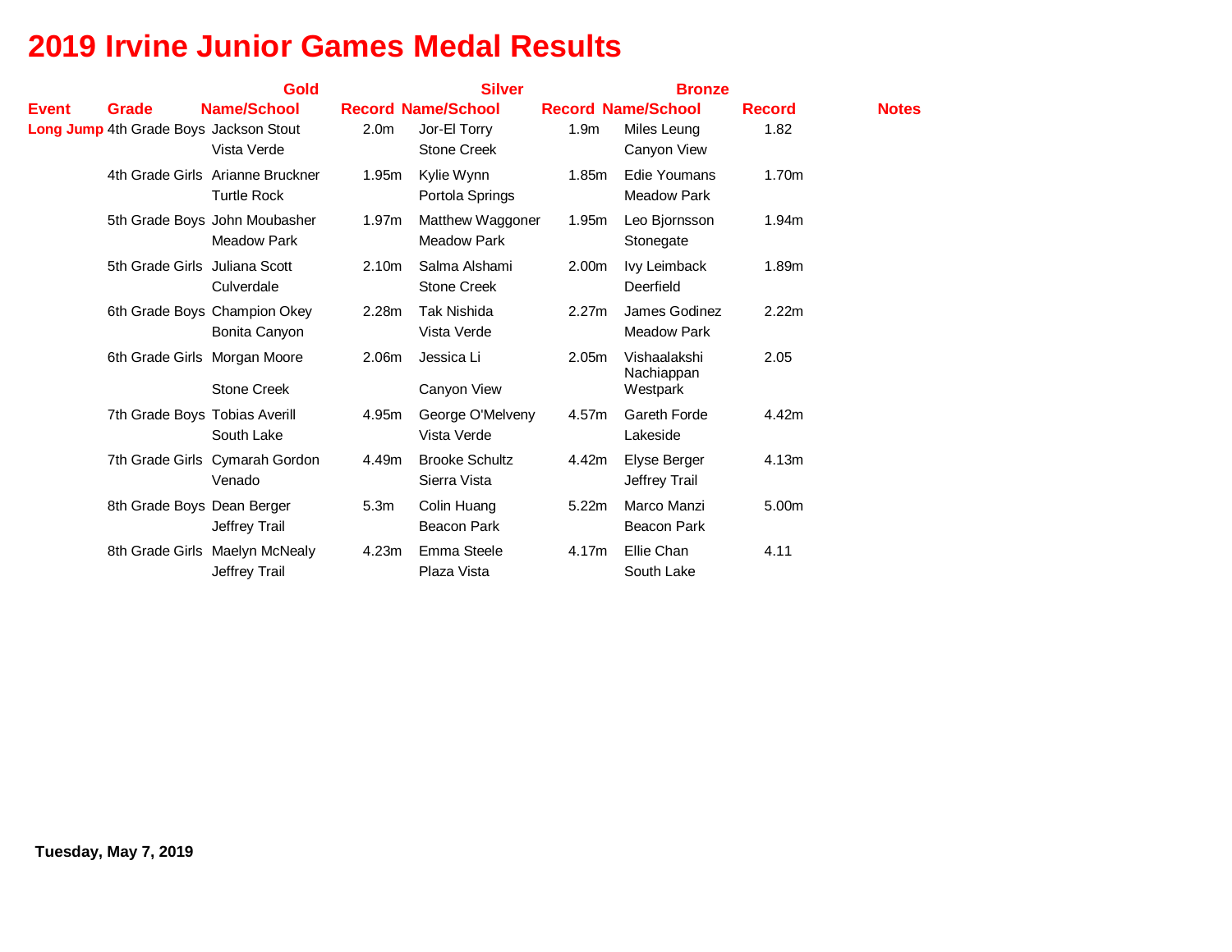# 2019 Irvine Junior Games Medal Results

| | | Gold | | Silver | | Bronze | | |
|---|---|---|---|---|---|---|---|---|
| Event | Grade | Name/School | Record | Name/School | Record | Name/School | Record | Notes |
| Long Jump | 4th Grade Boys | Jackson Stout<br>Vista Verde | 2.0m | Jor-El Torry<br>Stone Creek | 1.9m | Miles Leung<br>Canyon View | 1.82 | |
| | 4th Grade Girls | Arianne Bruckner<br>Turtle Rock | 1.95m | Kylie Wynn<br>Portola Springs | 1.85m | Edie Youmans<br>Meadow Park | 1.70m | |
| | 5th Grade Boys | John Moubasher<br>Meadow Park | 1.97m | Matthew Waggoner<br>Meadow Park | 1.95m | Leo Bjornsson<br>Stonegate | 1.94m | |
| | 5th Grade Girls | Juliana Scott<br>Culverdale | 2.10m | Salma Alshami<br>Stone Creek | 2.00m | Ivy Leimback<br>Deerfield | 1.89m | |
| | 6th Grade Boys | Champion Okey<br>Bonita Canyon | 2.28m | Tak Nishida<br>Vista Verde | 2.27m | James Godinez<br>Meadow Park | 2.22m | |
| | 6th Grade Girls | Morgan Moore<br>Stone Creek | 2.06m | Jessica Li<br>Canyon View | 2.05m | Vishaalakshi Nachiappan<br>Westpark | 2.05 | |
| | 7th Grade Boys | Tobias Averill<br>South Lake | 4.95m | George O'Melveny<br>Vista Verde | 4.57m | Gareth Forde<br>Lakeside | 4.42m | |
| | 7th Grade Girls | Cymarah Gordon<br>Venado | 4.49m | Brooke Schultz<br>Sierra Vista | 4.42m | Elyse Berger<br>Jeffrey Trail | 4.13m | |
| | 8th Grade Boys | Dean Berger<br>Jeffrey Trail | 5.3m | Colin Huang<br>Beacon Park | 5.22m | Marco Manzi<br>Beacon Park | 5.00m | |
| | 8th Grade Girls | Maelyn McNealy<br>Jeffrey Trail | 4.23m | Emma Steele<br>Plaza Vista | 4.17m | Ellie Chan<br>South Lake | 4.11 | |

**Tuesday, May 7, 2019**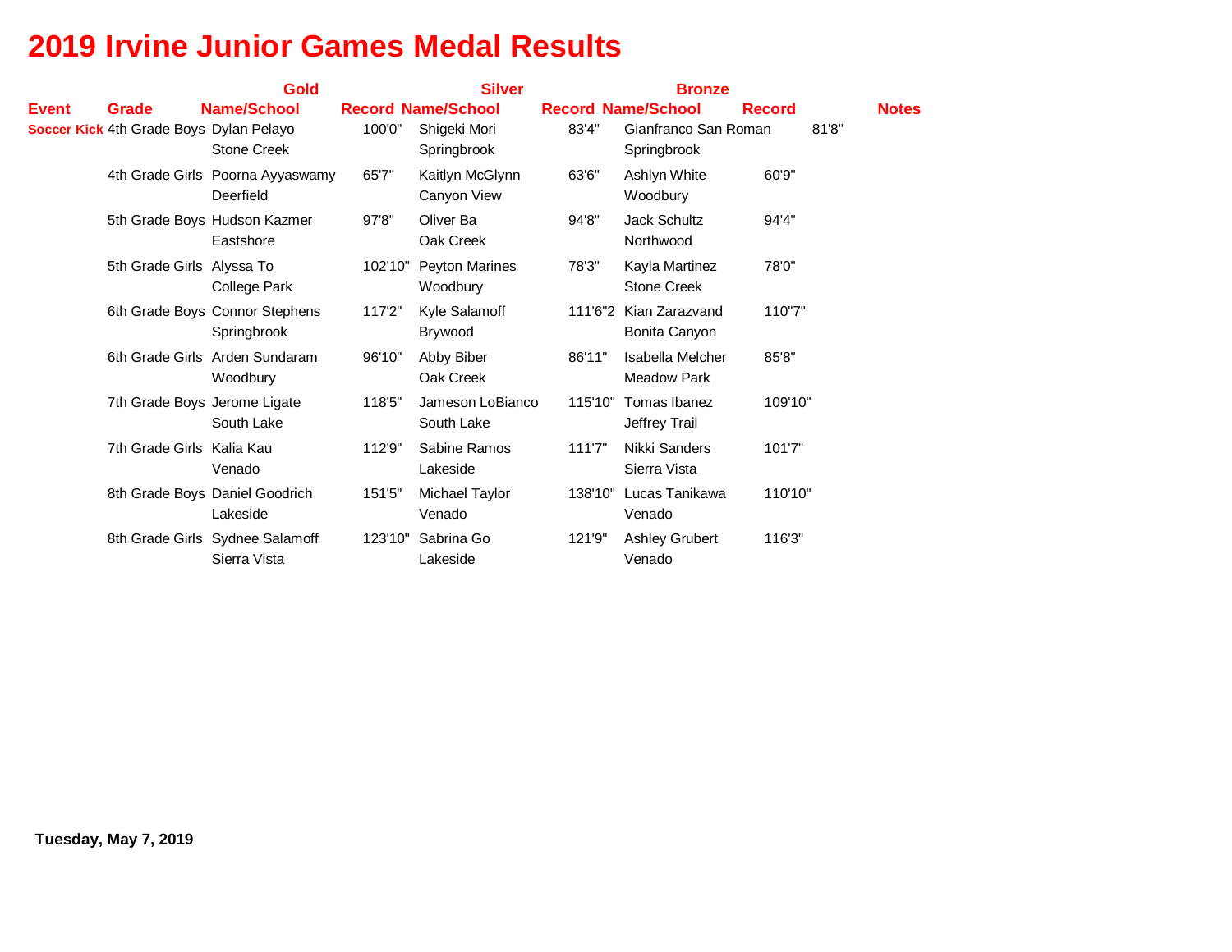# 2019 Irvine Junior Games Medal Results

| | | Gold | | Silver | | Bronze | | |
|---|---|---|---|---|---|---|---|---|
| Event | Grade | Name/School | Record | Name/School | Record | Name/School | Record | Notes |
| Soccer Kick | 4th Grade Boys | Dylan Pelayo Stone Creek | 100'0" | Shigeki Mori Springbrook | 83'4" | Gianfranco San Roman Springbrook | 81'8" | |
| | 4th Grade Girls | Poorna Ayyaswamy Deerfield | 65'7" | Kaitlyn McGlynn Canyon View | 63'6" | Ashlyn White Woodbury | 60'9" | |
| | 5th Grade Boys | Hudson Kazmer Eastshore | 97'8" | Oliver Ba Oak Creek | 94'8" | Jack Schultz Northwood | 94'4" | |
| | 5th Grade Girls | Alyssa To College Park | 102'10" | Peyton Marines Woodbury | 78'3" | Kayla Martinez Stone Creek | 78'0" | |
| | 6th Grade Boys | Connor Stephens Springbrook | 117'2" | Kyle Salamoff Brywood | 111'6"2 | Kian Zarazvand Bonita Canyon | 110"7" | |
| | 6th Grade Girls | Arden Sundaram Woodbury | 96'10" | Abby Biber Oak Creek | 86'11" | Isabella Melcher Meadow Park | 85'8" | |
| | 7th Grade Boys | Jerome Ligate South Lake | 118'5" | Jameson LoBianco South Lake | 115'10" | Tomas Ibanez Jeffrey Trail | 109'10" | |
| | 7th Grade Girls | Kalia Kau Venado | 112'9" | Sabine Ramos Lakeside | 111'7" | Nikki Sanders Sierra Vista | 101'7" | |
| | 8th Grade Boys | Daniel Goodrich Lakeside | 151'5" | Michael Taylor Venado | 138'10" | Lucas Tanikawa Venado | 110'10" | |
| | 8th Grade Girls | Sydnee Salamoff Sierra Vista | 123'10" | Sabrina Go Lakeside | 121'9" | Ashley Grubert Venado | 116'3" | |

**Tuesday, May 7, 2019**